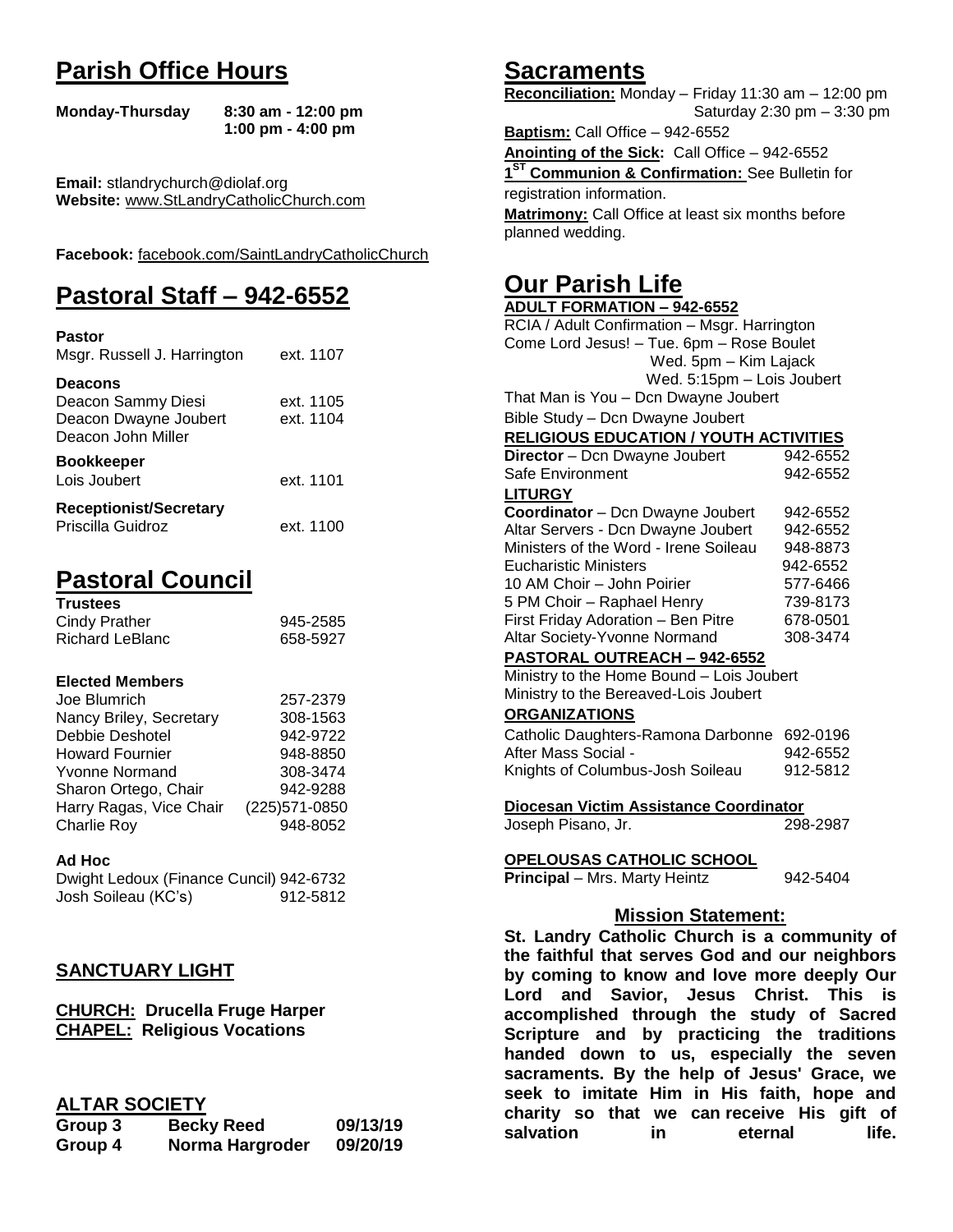# Parish Office Hours

**Monday-Thursday 8:30 am - 12:00 pm**
**1:00 pm - 4:00 pm**

**Email:** stlandrychurch@diolaf.org
**Website:** www.StLandryCatholicChurch.com

**Facebook:** facebook.com/SaintLandryCatholicChurch

# Pastoral Staff – 942-6552

**Pastor**

| | |
|---|---|
| Msgr. Russell J. Harrington | ext. 1107 |

**Deacons**

| | |
|---|---|
| Deacon Sammy Diesi | ext. 1105 |
| Deacon Dwayne Joubert | ext. 1104 |
| Deacon John Miller | |

**Bookkeeper**

| | |
|---|---|
| Lois Joubert | ext. 1101 |

**Receptionist/Secretary**

| | |
|---|---|
| Priscilla Guidroz | ext. 1100 |

# Pastoral Council

**Trustees**

| | |
|---|---|
| Cindy Prather | 945-2585 |
| Richard LeBlanc | 658-5927 |

**Elected Members**

| | |
|---|---|
| Joe Blumrich | 257-2379 |
| Nancy Briley, Secretary | 308-1563 |
| Debbie Deshotel | 942-9722 |
| Howard Fournier | 948-8850 |
| Yvonne Normand | 308-3474 |
| Sharon Ortego, Chair | 942-9288 |
| Harry Ragas, Vice Chair | (225)571-0850 |
| Charlie Roy | 948-8052 |

**Ad Hoc**

| | |
|---|---|
| Dwight Ledoux (Finance Cuncil) | 942-6732 |
| Josh Soileau (KC's) | 912-5812 |

## SANCTUARY LIGHT

**CHURCH: Drucella Fruge Harper**
**CHAPEL: Religious Vocations**

## ALTAR SOCIETY

| | | |
|---|---|---|
| **Group 3** | **Becky Reed** | **09/13/19** |
| **Group 4** | **Norma Hargroder** | **09/20/19** |

# Sacraments

**Reconciliation:** Monday – Friday 11:30 am – 12:00 pm
Saturday 2:30 pm – 3:30 pm

**Baptism:** Call Office – 942-6552

**Anointing of the Sick:** Call Office – 942-6552

**1ST Communion & Confirmation:** See Bulletin for registration information.

**Matrimony:** Call Office at least six months before planned wedding.

# Our Parish Life

**ADULT FORMATION – 942-6552**

RCIA / Adult Confirmation – Msgr. Harrington
Come Lord Jesus! – Tue. 6pm – Rose Boulet
Wed. 5pm – Kim Lajack
Wed. 5:15pm – Lois Joubert
That Man is You – Dcn Dwayne Joubert
Bible Study – Dcn Dwayne Joubert

**RELIGIOUS EDUCATION / YOUTH ACTIVITIES**

| | |
|---|---|
| **Director** – Dcn Dwayne Joubert | 942-6552 |
| Safe Environment | 942-6552 |

**LITURGY**

| | |
|---|---|
| **Coordinator** – Dcn Dwayne Joubert | 942-6552 |
| Altar Servers - Dcn Dwayne Joubert | 942-6552 |
| Ministers of the Word - Irene Soileau | 948-8873 |
| Eucharistic Ministers | 942-6552 |
| 10 AM Choir – John Poirier | 577-6466 |
| 5 PM Choir – Raphael Henry | 739-8173 |
| First Friday Adoration – Ben Pitre | 678-0501 |
| Altar Society-Yvonne Normand | 308-3474 |

**PASTORAL OUTREACH – 942-6552**

Ministry to the Home Bound – Lois Joubert
Ministry to the Bereaved-Lois Joubert

**ORGANIZATIONS**

| | |
|---|---|
| Catholic Daughters-Ramona Darbonne | 692-0196 |
| After Mass Social - | 942-6552 |
| Knights of Columbus-Josh Soileau | 912-5812 |

**Diocesan Victim Assistance Coordinator**

| | |
|---|---|
| Joseph Pisano, Jr. | 298-2987 |

**OPELOUSAS CATHOLIC SCHOOL**

| | |
|---|---|
| **Principal** – Mrs. Marty Heintz | 942-5404 |

## Mission Statement:

**St. Landry Catholic Church is a community of the faithful that serves God and our neighbors by coming to know and love more deeply Our Lord and Savior, Jesus Christ. This is accomplished through the study of Sacred Scripture and by practicing the traditions handed down to us, especially the seven sacraments. By the help of Jesus' Grace, we seek to imitate Him in His faith, hope and charity so that we can receive His gift of salvation in eternal life.**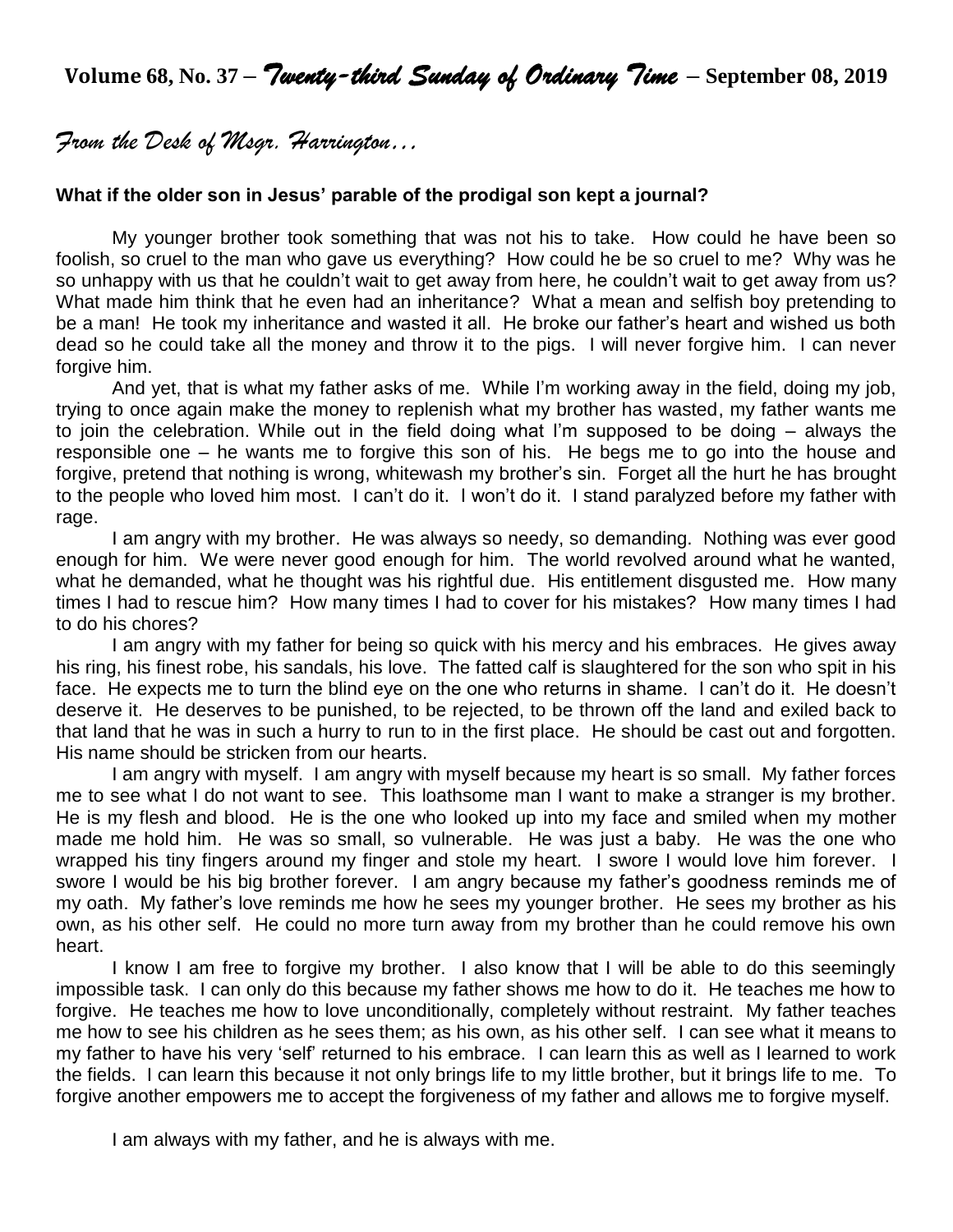**Volume 68, No. 37 –** ***Twenty-third Sunday of Ordinary Time*** **– September 08, 2019**

## *From the Desk of Msgr. Harrington…*

**What if the older son in Jesus' parable of the prodigal son kept a journal?**

My younger brother took something that was not his to take. How could he have been so foolish, so cruel to the man who gave us everything? How could he be so cruel to me? Why was he so unhappy with us that he couldn't wait to get away from here, he couldn't wait to get away from us? What made him think that he even had an inheritance? What a mean and selfish boy pretending to be a man! He took my inheritance and wasted it all. He broke our father's heart and wished us both dead so he could take all the money and throw it to the pigs. I will never forgive him. I can never forgive him.

And yet, that is what my father asks of me. While I'm working away in the field, doing my job, trying to once again make the money to replenish what my brother has wasted, my father wants me to join the celebration. While out in the field doing what I'm supposed to be doing – always the responsible one – he wants me to forgive this son of his. He begs me to go into the house and forgive, pretend that nothing is wrong, whitewash my brother's sin. Forget all the hurt he has brought to the people who loved him most. I can't do it. I won't do it. I stand paralyzed before my father with rage.

I am angry with my brother. He was always so needy, so demanding. Nothing was ever good enough for him. We were never good enough for him. The world revolved around what he wanted, what he demanded, what he thought was his rightful due. His entitlement disgusted me. How many times I had to rescue him? How many times I had to cover for his mistakes? How many times I had to do his chores?

I am angry with my father for being so quick with his mercy and his embraces. He gives away his ring, his finest robe, his sandals, his love. The fatted calf is slaughtered for the son who spit in his face. He expects me to turn the blind eye on the one who returns in shame. I can't do it. He doesn't deserve it. He deserves to be punished, to be rejected, to be thrown off the land and exiled back to that land that he was in such a hurry to run to in the first place. He should be cast out and forgotten. His name should be stricken from our hearts.

I am angry with myself. I am angry with myself because my heart is so small. My father forces me to see what I do not want to see. This loathsome man I want to make a stranger is my brother. He is my flesh and blood. He is the one who looked up into my face and smiled when my mother made me hold him. He was so small, so vulnerable. He was just a baby. He was the one who wrapped his tiny fingers around my finger and stole my heart. I swore I would love him forever. I swore I would be his big brother forever. I am angry because my father's goodness reminds me of my oath. My father's love reminds me how he sees my younger brother. He sees my brother as his own, as his other self. He could no more turn away from my brother than he could remove his own heart.

I know I am free to forgive my brother. I also know that I will be able to do this seemingly impossible task. I can only do this because my father shows me how to do it. He teaches me how to forgive. He teaches me how to love unconditionally, completely without restraint. My father teaches me how to see his children as he sees them; as his own, as his other self. I can see what it means to my father to have his very 'self' returned to his embrace. I can learn this as well as I learned to work the fields. I can learn this because it not only brings life to my little brother, but it brings life to me. To forgive another empowers me to accept the forgiveness of my father and allows me to forgive myself.

I am always with my father, and he is always with me.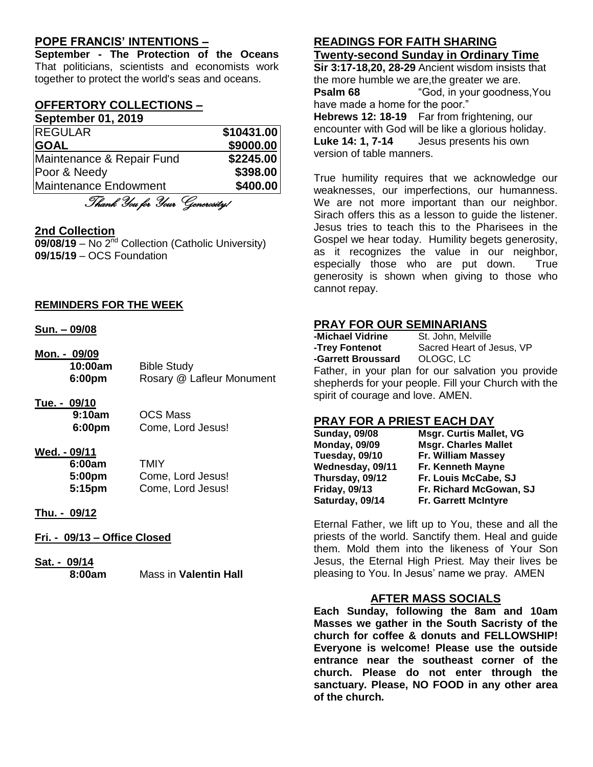## POPE FRANCIS' INTENTIONS –

**September - The Protection of the Oceans** That politicians, scientists and economists work together to protect the world's seas and oceans.

## OFFERTORY COLLECTIONS –

**September 01, 2019**

| | |
|---|---|
| REGULAR | $10431.00 |
| **GOAL** | $9000.00 |
| Maintenance & Repair Fund | $2245.00 |
| Poor & Needy | $398.00 |
| Maintenance Endowment | $400.00 |

*Thank You for Your Generosity!*

## 2nd Collection

**09/08/19** – No 2nd Collection (Catholic University)
**09/15/19** – OCS Foundation

## REMINDERS FOR THE WEEK

**Sun. – 09/08**

**Mon. - 09/09**
**10:00am** Bible Study
**6:00pm** Rosary @ Lafleur Monument

**Tue. - 09/10**
**9:10am** OCS Mass
**6:00pm** Come, Lord Jesus!

**Wed. - 09/11**
**6:00am** TMIY
**5:00pm** Come, Lord Jesus!
**5:15pm** Come, Lord Jesus!

**Thu. - 09/12**

**Fri. - 09/13 – Office Closed**

**Sat. - 09/14**
**8:00am** Mass in **Valentin Hall**

## READINGS FOR FAITH SHARING

**Twenty-second Sunday in Ordinary Time**

**Sir 3:17-18,20, 28-29** Ancient wisdom insists that the more humble we are,the greater we are.
**Psalm 68** "God, in your goodness,You have made a home for the poor."
**Hebrews 12: 18-19** Far from frightening, our encounter with God will be like a glorious holiday.
**Luke 14: 1, 7-14** Jesus presents his own version of table manners.

True humility requires that we acknowledge our weaknesses, our imperfections, our humanness. We are not more important than our neighbor. Sirach offers this as a lesson to guide the listener. Jesus tries to teach this to the Pharisees in the Gospel we hear today. Humility begets generosity, as it recognizes the value in our neighbor, especially those who are put down. True generosity is shown when giving to those who cannot repay.

## PRAY FOR OUR SEMINARIANS

**-Michael Vidrine** St. John, Melville
**-Trey Fontenot** Sacred Heart of Jesus, VP
**-Garrett Broussard** OLOGC, LC

Father, in your plan for our salvation you provide shepherds for your people. Fill your Church with the spirit of courage and love. AMEN.

## PRAY FOR A PRIEST EACH DAY

| | |
|---|---|
| **Sunday, 09/08** | **Msgr. Curtis Mallet, VG** |
| **Monday, 09/09** | **Msgr. Charles Mallet** |
| **Tuesday, 09/10** | **Fr. William Massey** |
| **Wednesday, 09/11** | **Fr. Kenneth Mayne** |
| **Thursday, 09/12** | **Fr. Louis McCabe, SJ** |
| **Friday, 09/13** | **Fr. Richard McGowan, SJ** |
| **Saturday, 09/14** | **Fr. Garrett McIntyre** |

Eternal Father, we lift up to You, these and all the priests of the world. Sanctify them. Heal and guide them. Mold them into the likeness of Your Son Jesus, the Eternal High Priest. May their lives be pleasing to You. In Jesus' name we pray. AMEN

## AFTER MASS SOCIALS

**Each Sunday, following the 8am and 10am Masses we gather in the South Sacristy of the church for coffee & donuts and FELLOWSHIP! Everyone is welcome! Please use the outside entrance near the southeast corner of the church. Please do not enter through the sanctuary. Please, NO FOOD in any other area of the church.**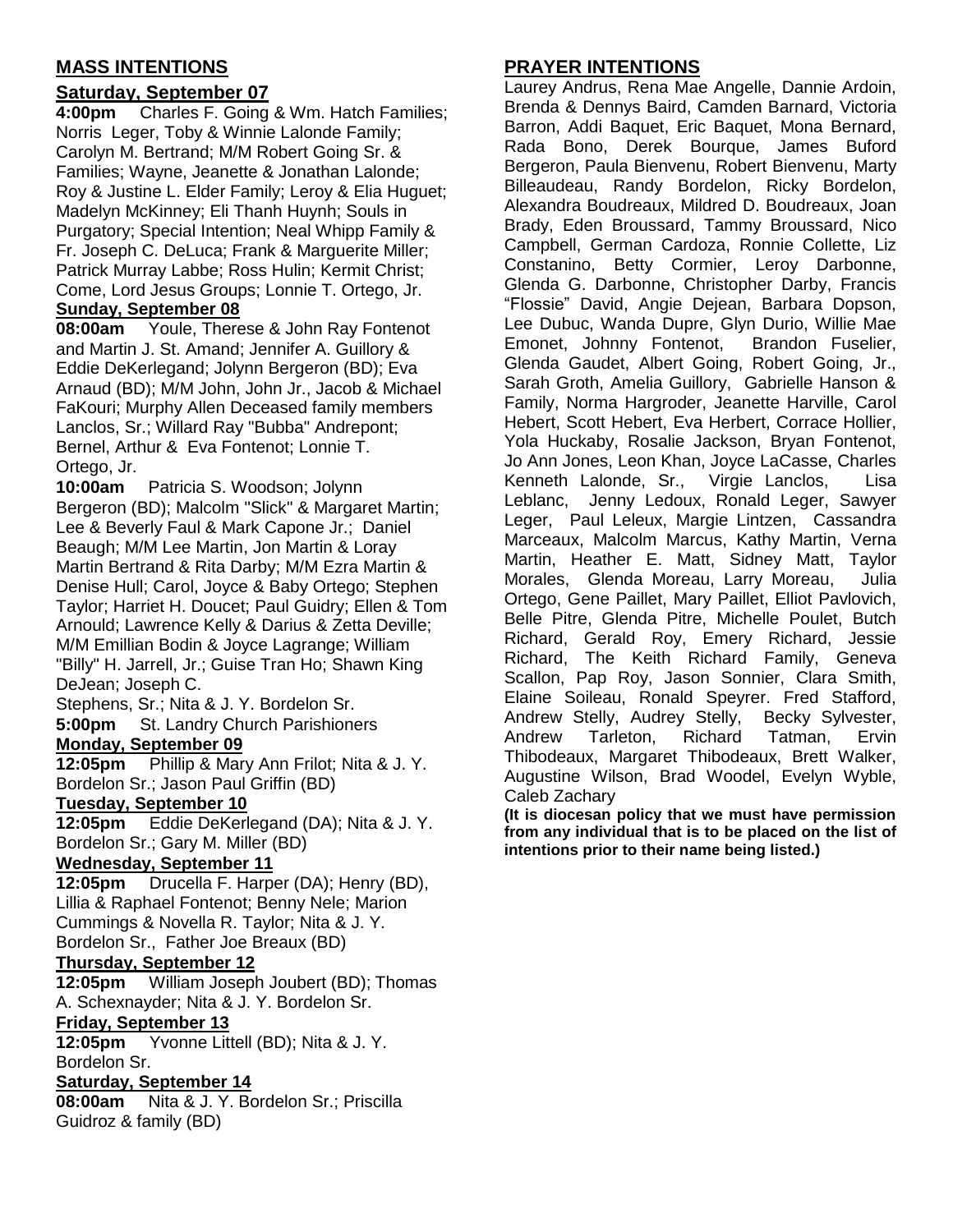## MASS INTENTIONS

### Saturday, September 07

**4:00pm** Charles F. Going & Wm. Hatch Families; Norris Leger, Toby & Winnie Lalonde Family; Carolyn M. Bertrand; M/M Robert Going Sr. & Families; Wayne, Jeanette & Jonathan Lalonde; Roy & Justine L. Elder Family; Leroy & Elia Huguet; Madelyn McKinney; Eli Thanh Huynh; Souls in Purgatory; Special Intention; Neal Whipp Family & Fr. Joseph C. DeLuca; Frank & Marguerite Miller; Patrick Murray Labbe; Ross Hulin; Kermit Christ; Come, Lord Jesus Groups; Lonnie T. Ortego, Jr.

### Sunday, September 08

**08:00am** Youle, Therese & John Ray Fontenot and Martin J. St. Amand; Jennifer A. Guillory & Eddie DeKerlegand; Jolynn Bergeron (BD); Eva Arnaud (BD); M/M John, John Jr., Jacob & Michael FaKouri; Murphy Allen Deceased family members Lanclos, Sr.; Willard Ray "Bubba" Andrepont; Bernel, Arthur & Eva Fontenot; Lonnie T. Ortego, Jr.

**10:00am** Patricia S. Woodson; Jolynn Bergeron (BD); Malcolm "Slick" & Margaret Martin; Lee & Beverly Faul & Mark Capone Jr.; Daniel Beaugh; M/M Lee Martin, Jon Martin & Loray Martin Bertrand & Rita Darby; M/M Ezra Martin & Denise Hull; Carol, Joyce & Baby Ortego; Stephen Taylor; Harriet H. Doucet; Paul Guidry; Ellen & Tom Arnould; Lawrence Kelly & Darius & Zetta Deville; M/M Emillian Bodin & Joyce Lagrange; William "Billy" H. Jarrell, Jr.; Guise Tran Ho; Shawn King DeJean; Joseph C. Stephens, Sr.; Nita & J. Y. Bordelon Sr.

**5:00pm** St. Landry Church Parishioners

### Monday, September 09

**12:05pm** Phillip & Mary Ann Frilot; Nita & J. Y. Bordelon Sr.; Jason Paul Griffin (BD)

### Tuesday, September 10

**12:05pm** Eddie DeKerlegand (DA); Nita & J. Y. Bordelon Sr.; Gary M. Miller (BD)

### Wednesday, September 11

**12:05pm** Drucella F. Harper (DA); Henry (BD), Lillia & Raphael Fontenot; Benny Nele; Marion Cummings & Novella R. Taylor; Nita & J. Y. Bordelon Sr., Father Joe Breaux (BD)

### Thursday, September 12

**12:05pm** William Joseph Joubert (BD); Thomas A. Schexnayder; Nita & J. Y. Bordelon Sr.

### Friday, September 13

**12:05pm** Yvonne Littell (BD); Nita & J. Y. Bordelon Sr.

### Saturday, September 14

**08:00am** Nita & J. Y. Bordelon Sr.; Priscilla Guidroz & family (BD)

## PRAYER INTENTIONS

Laurey Andrus, Rena Mae Angelle, Dannie Ardoin, Brenda & Dennys Baird, Camden Barnard, Victoria Barron, Addi Baquet, Eric Baquet, Mona Bernard, Rada Bono, Derek Bourque, James Buford Bergeron, Paula Bienvenu, Robert Bienvenu, Marty Billeaudeau, Randy Bordelon, Ricky Bordelon, Alexandra Boudreaux, Mildred D. Boudreaux, Joan Brady, Eden Broussard, Tammy Broussard, Nico Campbell, German Cardoza, Ronnie Collette, Liz Constanino, Betty Cormier, Leroy Darbonne, Glenda G. Darbonne, Christopher Darby, Francis "Flossie" David, Angie Dejean, Barbara Dopson, Lee Dubuc, Wanda Dupre, Glyn Durio, Willie Mae Emonet, Johnny Fontenot, Brandon Fuselier, Glenda Gaudet, Albert Going, Robert Going, Jr., Sarah Groth, Amelia Guillory, Gabrielle Hanson & Family, Norma Hargroder, Jeanette Harville, Carol Hebert, Scott Hebert, Eva Herbert, Corrace Hollier, Yola Huckaby, Rosalie Jackson, Bryan Fontenot, Jo Ann Jones, Leon Khan, Joyce LaCasse, Charles Kenneth Lalonde, Sr., Virgie Lanclos, Lisa Leblanc, Jenny Ledoux, Ronald Leger, Sawyer Leger, Paul Leleux, Margie Lintzen, Cassandra Marceaux, Malcolm Marcus, Kathy Martin, Verna Martin, Heather E. Matt, Sidney Matt, Taylor Morales, Glenda Moreau, Larry Moreau, Julia Ortego, Gene Paillet, Mary Paillet, Elliot Pavlovich, Belle Pitre, Glenda Pitre, Michelle Poulet, Butch Richard, Gerald Roy, Emery Richard, Jessie Richard, The Keith Richard Family, Geneva Scallon, Pap Roy, Jason Sonnier, Clara Smith, Elaine Soileau, Ronald Speyrer. Fred Stafford, Andrew Stelly, Audrey Stelly, Becky Sylvester, Andrew Tarleton, Richard Tatman, Ervin Thibodeaux, Margaret Thibodeaux, Brett Walker, Augustine Wilson, Brad Woodel, Evelyn Wyble, Caleb Zachary

**(It is diocesan policy that we must have permission from any individual that is to be placed on the list of intentions prior to their name being listed.)**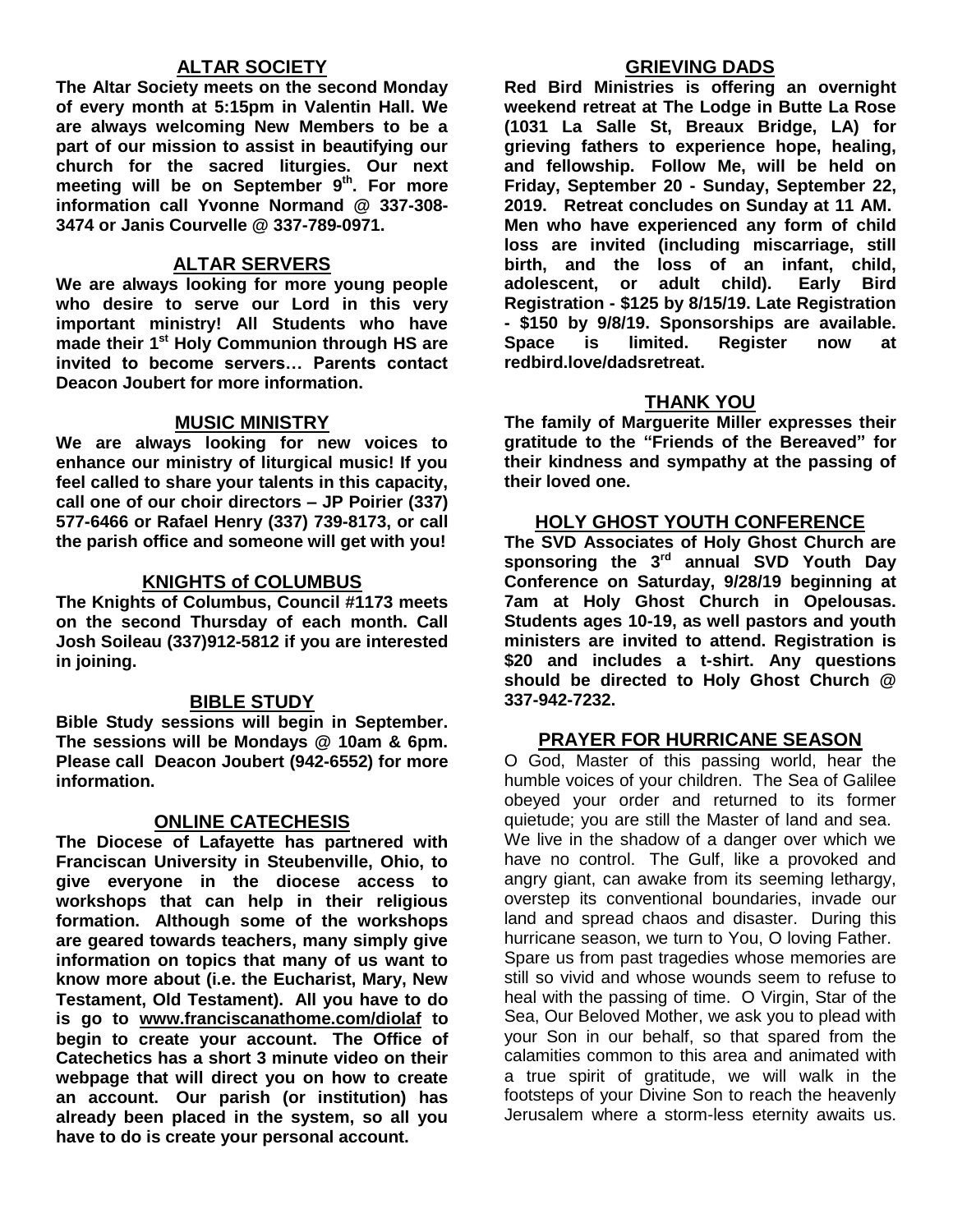## ALTAR SOCIETY

**The Altar Society meets on the second Monday of every month at 5:15pm in Valentin Hall. We are always welcoming New Members to be a part of our mission to assist in beautifying our church for the sacred liturgies. Our next meeting will be on September 9th. For more information call Yvonne Normand @ 337-308-3474 or Janis Courvelle @ 337-789-0971.**

## ALTAR SERVERS

**We are always looking for more young people who desire to serve our Lord in this very important ministry! All Students who have made their 1st Holy Communion through HS are invited to become servers… Parents contact Deacon Joubert for more information.**

## MUSIC MINISTRY

**We are always looking for new voices to enhance our ministry of liturgical music! If you feel called to share your talents in this capacity, call one of our choir directors – JP Poirier (337) 577-6466 or Rafael Henry (337) 739-8173, or call the parish office and someone will get with you!**

## KNIGHTS of COLUMBUS

**The Knights of Columbus, Council #1173 meets on the second Thursday of each month. Call Josh Soileau (337)912-5812 if you are interested in joining.**

## BIBLE STUDY

**Bible Study sessions will begin in September. The sessions will be Mondays @ 10am & 6pm. Please call Deacon Joubert (942-6552) for more information.**

## ONLINE CATECHESIS

**The Diocese of Lafayette has partnered with Franciscan University in Steubenville, Ohio, to give everyone in the diocese access to workshops that can help in their religious formation. Although some of the workshops are geared towards teachers, many simply give information on topics that many of us want to know more about (i.e. the Eucharist, Mary, New Testament, Old Testament). All you have to do is go to www.franciscanathome.com/diolaf to begin to create your account. The Office of Catechetics has a short 3 minute video on their webpage that will direct you on how to create an account. Our parish (or institution) has already been placed in the system, so all you have to do is create your personal account.**

## GRIEVING DADS

**Red Bird Ministries is offering an overnight weekend retreat at The Lodge in Butte La Rose (1031 La Salle St, Breaux Bridge, LA) for grieving fathers to experience hope, healing, and fellowship. Follow Me, will be held on Friday, September 20 - Sunday, September 22, 2019. Retreat concludes on Sunday at 11 AM. Men who have experienced any form of child loss are invited (including miscarriage, still birth, and the loss of an infant, child, adolescent, or adult child). Early Bird Registration - $125 by 8/15/19. Late Registration - $150 by 9/8/19. Sponsorships are available. Space is limited. Register now at redbird.love/dadsretreat.**

## THANK YOU

**The family of Marguerite Miller expresses their gratitude to the "Friends of the Bereaved" for their kindness and sympathy at the passing of their loved one.**

## HOLY GHOST YOUTH CONFERENCE

**The SVD Associates of Holy Ghost Church are sponsoring the 3rd annual SVD Youth Day Conference on Saturday, 9/28/19 beginning at 7am at Holy Ghost Church in Opelousas. Students ages 10-19, as well pastors and youth ministers are invited to attend. Registration is $20 and includes a t-shirt. Any questions should be directed to Holy Ghost Church @ 337-942-7232.**

## PRAYER FOR HURRICANE SEASON

O God, Master of this passing world, hear the humble voices of your children. The Sea of Galilee obeyed your order and returned to its former quietude; you are still the Master of land and sea. We live in the shadow of a danger over which we have no control. The Gulf, like a provoked and angry giant, can awake from its seeming lethargy, overstep its conventional boundaries, invade our land and spread chaos and disaster. During this hurricane season, we turn to You, O loving Father. Spare us from past tragedies whose memories are still so vivid and whose wounds seem to refuse to heal with the passing of time. O Virgin, Star of the Sea, Our Beloved Mother, we ask you to plead with your Son in our behalf, so that spared from the calamities common to this area and animated with a true spirit of gratitude, we will walk in the footsteps of your Divine Son to reach the heavenly Jerusalem where a storm-less eternity awaits us.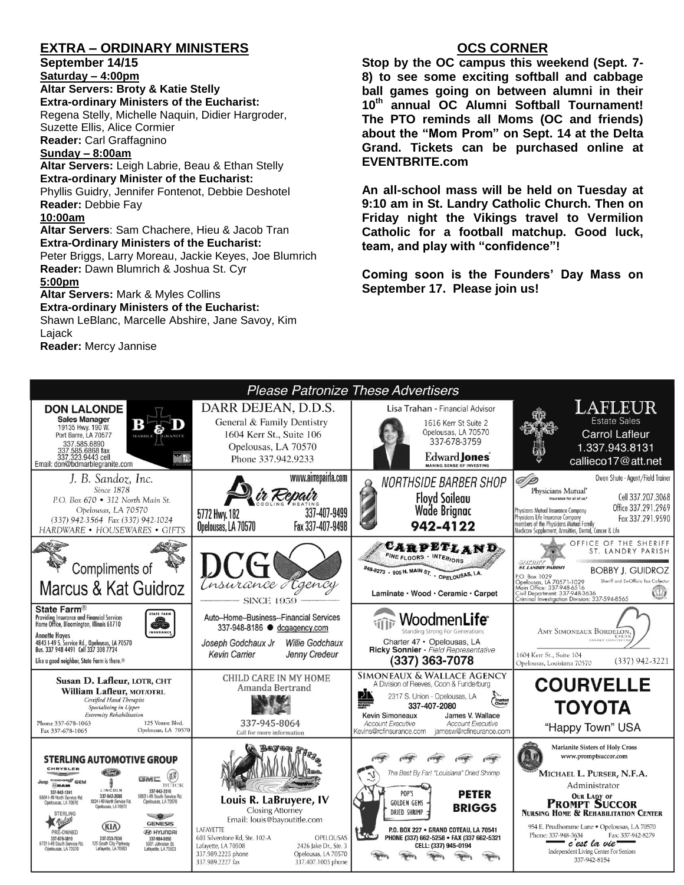## EXTRA – ORDINARY MINISTERS

**September 14/15**

**Saturday – 4:00pm**

**Altar Servers: Broty & Katie Stelly**

**Extra-ordinary Ministers of the Eucharist:**
Regena Stelly, Michelle Naquin, Didier Hargroder, Suzette Ellis, Alice Cormier

**Reader:** Carl Graffagnino

**Sunday – 8:00am**

**Altar Servers:** Leigh Labrie, Beau & Ethan Stelly

**Extra-ordinary Minister of the Eucharist:**
Phyllis Guidry, Jennifer Fontenot, Debbie Deshotel

**Reader:** Debbie Fay

**10:00am**

**Altar Servers**: Sam Chachere, Hieu & Jacob Tran

**Extra-Ordinary Ministers of the Eucharist:**
Peter Briggs, Larry Moreau, Jackie Keyes, Joe Blumrich

**Reader:** Dawn Blumrich & Joshua St. Cyr

**5:00pm**

**Altar Servers:** Mark & Myles Collins

**Extra-ordinary Ministers of the Eucharist:**
Shawn LeBlanc, Marcelle Abshire, Jane Savoy, Kim Lajack

**Reader:** Mercy Jannise

## OCS CORNER

**Stop by the OC campus this weekend (Sept. 7-8) to see some exciting softball and cabbage ball games going on between alumni in their 10th annual OC Alumni Softball Tournament! The PTO reminds all Moms (OC and friends) about the "Mom Prom" on Sept. 14 at the Delta Grand. Tickets can be purchased online at EVENTBRITE.com**

**An all-school mass will be held on Tuesday at 9:10 am in St. Landry Catholic Church. Then on Friday night the Vikings travel to Vermilion Catholic for a football matchup. Good luck, team, and play with "confidence"!**

**Coming soon is the Founders' Day Mass on September 17. Please join us!**

## Please Patronize These Advertisers

**DON LALONDE** Sales Manager – B&D Marble Granite – 19135 Hwy. 190 W., Port Barre, LA 70577 – 337.585.6890, 337.585.6868 fax, 337.323.9443 cell – Email: don@bdmarblegranite.com

**DARR DEJEAN, D.D.S.** General & Family Dentistry – 1604 Kerr St., Suite 106, Opelousas, LA 70570 – Phone 337.942.9233

**Lisa Trahan** - Financial Advisor – 1616 Kerr St Suite 2, Opelousas, LA 70570 – 337-678-3759 – Edward Jones, Making Sense of Investing

**LAFLEUR** Estate Sales – Carrol Lafleur – 1.337.943.8131 – callieco17@att.net

**J. B. Sandoz, Inc.** Since 1878 – P.O. Box 670 • 312 North Main St., Opelousas, LA 70570 – (337) 942-3564 Fax (337) 942-1024 – HARDWARE • HOUSEWARES • GIFTS

**Air Repair** Cooling Heating – www.airrepairla.com – 5772 Hwy. 182, Opelousas, LA 70570 – 337-407-9499, Fax 337-407-9498

**NORTHSIDE BARBER SHOP** – Floyd Soileau, Wade Brignac – 942-4122

**Physicians Mutual** Insurance for all of us. – Owen Shute - Agent/Field Trainer – Cell 337.207.3068, Office 337.291.2969, Fax 337.291.9590 – Physicians Mutual Insurance Company, Physicians Life Insurance Company, members of the Physicians Mutual Family – Medicare Supplement, Annuities, Dental, Cancer & Life

**Compliments of Marcus & Kat Guidroz**

**DCG Insurance Agency** – Since 1959

**CARPETLAND** Fine Floors • Interiors – 948-8273 • 905 N. Main St. • Opelousas, LA. – Laminate • Wood • Ceramic • Carpet

**OFFICE OF THE SHERIFF ST. LANDRY PARISH** – BOBBY J. GUIDROZ, Sheriff and Ex-Officio Tax Collector – P.O. Box 1029, Opelousas, LA 70571-1029 – Main Office: 337-948-6516 – Civil Department: 337-948-3636 – Criminal Investigation Division: 337-594-8565

**State Farm®** – Providing Insurance and Financial Services, Home Office, Bloomington, Illinois 61710 – Annette Hayes – 4843 I-49 S. Service Rd., Opelousas, LA 70570 – Bus. 337 948 4491 Cell 337 308 7724 – Like a good neighbor, State Farm is there.®

Auto–Home–Business--Financial Services – 337-948-8186 ● dcgagency.com – Joseph Godchaux Jr, Willie Godchaux, Kevin Carrier, Jenny Credeur

**WoodmenLife** Standing Strong For Generations – Charter 47 • Opelousas, LA – Ricky Sonnier - Field Representative – (337) 363-7078

**Amy Simoneaux Bordelon, DDS** Family Dentistry – 1604 Kerr St., Suite 104, Opelousas, Louisiana 70570 – (337) 942-3221

**Susan D. Lafleur, LOTR, CHT** – **William Lafleur, MOT/OTRL** – Certified Hand Therapist, Specializing in Upper Extremity Rehabilitation – Phone 337-678-1063, Fax 337-678-1065 – 125 Ventre Blvd., Opelousas, LA 70570

**CHILD CARE IN MY HOME** – Amanda Bertrand – 337-945-8064 – Call for more information

**SIMONEAUX & WALLACE AGENCY** – A Division of Reeves, Coon & Funderburg – 2317 S. Union - Opelousas, LA – 337-407-2080 – Kevin Simoneaux, Account Executive, Kevins@rcfinsurance.com – James V. Wallace, Account Executive, jamesw@rcfinsurance.com

**COURVELLE TOYOTA** – "Happy Town" USA

**STERLING AUTOMOTIVE GROUP** – Chrysler Jeep Dodge Ram: 337-942-1241, 5504 I-49 North Service Rd., Opelousas, LA 70570 – Lincoln: 337-942-2686, 5524 I-49 North Service Rd., Opelousas, LA 70570 – GMC Buick: 337-942-3516, 5853 I-49 South Service Rd., Opelousas, LA 70570 – Sterling Value Pre-Owned: 337-678-3810, 5731 I-49 South Service Rd., Opelousas, LA 70570 – Kia: 337-233-7630, 125 South City Parkway, Lafayette, LA 70503 – Genesis Hyundai: 337-984-9050, 5001 Johnston St., Lafayette, LA 70503

**Bayou Title, Inc.** – Louis R. LaBruyere, IV, Closing Attorney – Email: louis@bayoutitle.com – Lafayette: 603 Silverstone Rd, Ste. 102-A, Lafayette, LA 70508, 337.989.2225 phone, 337.989.2227 fax – Opelousas: 2426 Jake Dr., Ste. 3, Opelousas, LA 70570, 337.407.1005 phone

The Best By Far! "Louisiana" Dried Shrimp – Pop's Golden Gems Dried Shrimp – **PETER BRIGGS** – P.O. Box 227 • Grand Coteau, LA 70541 – Phone (337) 662-5258 • Fax (337) 662-5321 – Cell: (337) 945-0194

Marianite Sisters of Holy Cross – www.promptsuccor.com – **MICHAEL L. PURSER, N.F.A.** Administrator – **OUR LADY OF PROMPT SUCCOR** Nursing Home & Rehabilitation Center – 954 E. Prudhomme Lane • Opelousas, LA 70570 – Phone: 337-948-3634, Fax: 337-942-8279 – c'est la vie – Independent Living Center For Seniors – 337-942-8154